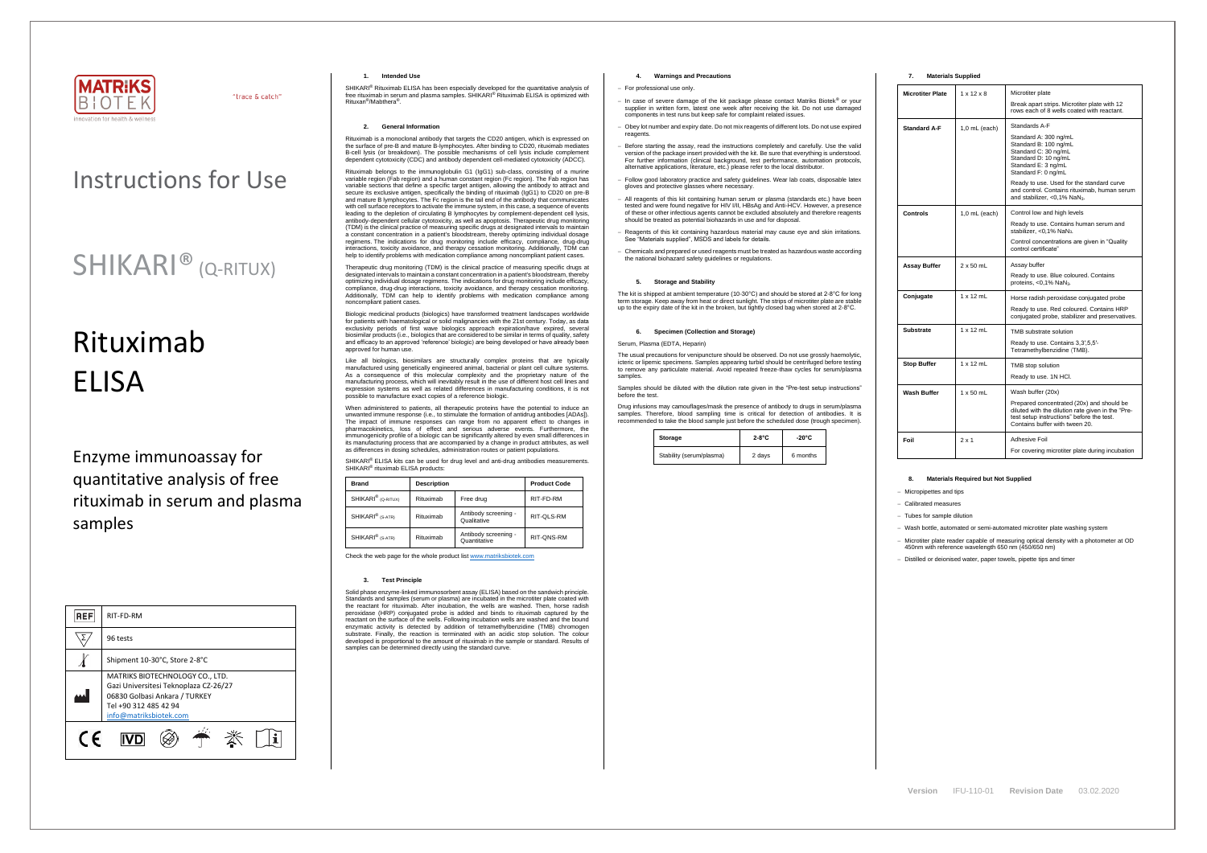MATRIKS BIOTEK

"trace & catch"

innovation for health & wellness

# Instructions for Use

# SHIKARI® (Q-RITUX)

# Rituximab ELISA

## Enzyme immunoassay for quantitative analysis of free rituximab in serum and plasma samples

| REF | RIT-FD-RM |
|---|---|
| Σ | 96 tests |
| Temperature | Shipment 10-30°C, Store 2-8°C |
| Manufacturer | MATRIKS BIOTECHNOLOGY CO., LTD. Gazi Universitesi Teknoplaza CZ-26/27 06830 Golbasi Ankara / TURKEY Tel +90 312 485 42 94 info@matriksbiotek.com |

CE IVD

### 1. Intended Use

SHIKARI® Rituximab ELISA has been especially developed for the quantitative analysis of free rituximab in serum and plasma samples. SHIKARI® Rituximab ELISA is optimized with Rituxan®/Mabthera®.

### 2. General Information

Rituximab is a monoclonal antibody that targets the CD20 antigen, which is expressed on the surface of pre-B and mature B-lymphocytes. After binding to CD20, rituximab mediates B-cell lysis (or breakdown). The possible mechanisms of cell lysis include complement dependent cytotoxicity (CDC) and antibody dependent cell-mediated cytotoxicity (ADCC).

Rituximab belongs to the immunoglobulin G1 (IgG1) sub-class, consisting of a murine variable region (Fab region) and a human constant region (Fc region). The Fab region has variable sections that define a specific target antigen, allowing the antibody to attract and secure its exclusive antigen, specifically the binding of rituximab (IgG1) to CD20 on pre-B and mature B lymphocytes. The Fc region is the tail end of the antibody that communicates with cell surface receptors to activate the immune system, in this case, a sequence of events leading to the depletion of circulating B lymphocytes by complement-dependent cell lysis, antibody-dependent cellular cytotoxicity, as well as apoptosis. Therapeutic drug monitoring (TDM) is the clinical practice of measuring specific drugs at designated intervals to maintain a constant concentration in a patient's bloodstream, thereby optimizing individual dosage regimens. The indications for drug monitoring include efficacy, compliance, drug-drug interactions, toxicity avoidance, and therapy cessation monitoring. Additionally, TDM can help to identify problems with medication compliance among noncompliant patient cases.

Therapeutic drug monitoring (TDM) is the clinical practice of measuring specific drugs at designated intervals to maintain a constant concentration in a patient's bloodstream, thereby optimizing individual dosage regimens. The indications for drug monitoring include efficacy, compliance, drug-drug interactions, toxicity avoidance, and therapy cessation monitoring. Additionally, TDM can help to identify problems with medication compliance among noncompliant patient cases.

Biologic medicinal products (biologics) have transformed treatment landscapes worldwide for patients with haematological or solid malignancies with the 21st century. Today, as data exclusivity periods of first wave biologics approach expiration/have expired, several biosimilar products (i.e., biologics that are considered to be similar in terms of quality, safety and efficacy to an approved 'reference' biologic) are being developed or have already been approved for human use.

Like all biologics, biosimilars are structurally complex proteins that are typically manufactured using genetically engineered animal, bacterial or plant cell culture systems. As a consequence of this molecular complexity and the proprietary nature of the manufacturing process, which will inevitably result in the use of different host cell lines and expression systems as well as related differences in manufacturing conditions, it is not possible to manufacture exact copies of a reference biologic.

When administered to patients, all therapeutic proteins have the potential to induce an unwanted immune response (i.e., to stimulate the formation of antidrug antibodies [ADAs]). The impact of immune responses can range from no apparent effect to changes in pharmacokinetics, loss of effect and serious adverse events. Furthermore, the immunogenicity profile of a biologic can be significantly altered by even small differences in its manufacturing process that are accompanied by a change in product attributes, as well as differences in dosing schedules, administration routes or patient populations.

SHIKARI® ELISA kits can be used for drug level and anti-drug antibodies measurements. SHIKARI® rituximab ELISA products:

| Brand | Description | | Product Code |
|---|---|---|---|
| SHIKARI® (Q-RITUX) | Rituximab | Free drug | RIT-FD-RM |
| SHIKARI® (S-ATR) | Rituximab | Antibody screening - Qualitative | RIT-QLS-RM |
| SHIKARI® (S-ATR) | Rituximab | Antibody screening - Quantitative | RIT-QNS-RM |

Check the web page for the whole product list www.matriksbiotek.com

### 3. Test Principle

Solid phase enzyme-linked immunosorbent assay (ELISA) based on the sandwich principle. Standards and samples (serum or plasma) are incubated in the microtiter plate coated with the reactant for rituximab. After incubation, the wells are washed. Then, horse radish peroxidase (HRP) conjugated probe is added and binds to rituximab captured by the reactant on the surface of the wells. Following incubation wells are washed and the bound enzymatic activity is detected by addition of tetramethylbenzidine (TMB) chromogen substrate. Finally, the reaction is terminated with an acidic stop solution. The colour developed is proportional to the amount of rituximab in the sample or standard. Results of samples can be determined directly using the standard curve.

### 4. Warnings and Precautions

- For professional use only.
- In case of severe damage of the kit package please contact Matriks Biotek® or your supplier in written form, latest one week after receiving the kit. Do not use damaged components in test runs but keep safe for complaint related issues.
- Obey lot number and expiry date. Do not mix reagents of different lots. Do not use expired reagents.
- Before starting the assay, read the instructions completely and carefully. Use the valid version of the package insert provided with the kit. Be sure that everything is understood. For further information (clinical background, test performance, automation protocols, alternative applications, literature, etc.) please refer to the local distributor.
- Follow good laboratory practice and safety guidelines. Wear lab coats, disposable latex gloves and protective glasses where necessary.
- All reagents of this kit containing human serum or plasma (standards etc.) have been tested and were found negative for HIV I/II, HBsAg and Anti-HCV. However, a presence of these or other infectious agents cannot be excluded absolutely and therefore reagents should be treated as potential biohazards in use and for disposal.
- Reagents of this kit containing hazardous material may cause eye and skin irritations. See "Materials supplied", MSDS and labels for details.
- Chemicals and prepared or used reagents must be treated as hazardous waste according the national biohazard safety guidelines or regulations.

### 5. Storage and Stability

The kit is shipped at ambient temperature (10-30°C) and should be stored at 2-8°C for long term storage. Keep away from heat or direct sunlight. The strips of microtiter plate are stable up to the expiry date of the kit in the broken, but tightly closed bag when stored at 2-8°C.

### 6. Specimen (Collection and Storage)

Serum, Plasma (EDTA, Heparin)

The usual precautions for venipuncture should be observed. Do not use grossly haemolytic, icteric or lipemic specimens. Samples appearing turbid should be centrifuged before testing to remove any particulate material. Avoid repeated freeze-thaw cycles for serum/plasma samples.

Samples should be diluted with the dilution rate given in the "Pre-test setup instructions" before the test.

Drug infusions may camouflages/mask the presence of antibody to drugs in serum/plasma samples. Therefore, blood sampling time is critical for detection of antibodies. It is recommended to take the blood sample just before the scheduled dose (trough specimen).

| Storage | 2-8°C | -20°C |
|---|---|---|
| Stability (serum/plasma) | 2 days | 6 months |

### 7. Materials Supplied

| Microtiter Plate | 1 x 12 x 8 | Microtiter plate<br>Break apart strips. Microtiter plate with 12 rows each of 8 wells coated with reactant. |
|---|---|---|
| Standard A-F | 1,0 mL (each) | Standards A-F<br>Standard A: 300 ng/mL<br>Standard B: 100 ng/mL<br>Standard C: 30 ng/mL<br>Standard D: 10 ng/mL<br>Standard E: 3 ng/mL<br>Standard F: 0 ng/mL<br>Ready to use. Used for the standard curve and control. Contains rituximab, human serum and stabilizer, <0,1% $NaN_3$. |
| Controls | 1,0 mL (each) | Control low and high levels<br>Ready to use. Contains human serum and stabilizer, <0,1% $NaN_3$.<br>Control concentrations are given in "Quality control certificate" |
| Assay Buffer | 2 x 50 mL | Assay buffer<br>Ready to use. Blue coloured. Contains proteins, <0,1% $NaN_3$. |
| Conjugate | 1 x 12 mL | Horse radish peroxidase conjugated probe<br>Ready to use. Red coloured. Contains HRP conjugated probe, stabilizer and preservatives. |
| Substrate | 1 x 12 mL | TMB substrate solution<br>Ready to use. Contains 3,3',5,5'-Tetramethylbenzidine (TMB). |
| Stop Buffer | 1 x 12 mL | TMB stop solution<br>Ready to use. 1N HCl. |
| Wash Buffer | 1 x 50 mL | Wash buffer (20x)<br>Prepared concentrated (20x) and should be diluted with the dilution rate given in the "Pre-test setup instructions" before the test. Contains buffer with tween 20. |
| Foil | 2 x 1 | Adhesive Foil<br>For covering microtiter plate during incubation |

### 8. Materials Required but Not Supplied

- Micropipettes and tips
- Calibrated measures
- Tubes for sample dilution
- Wash bottle, automated or semi-automated microtiter plate washing system
- Microtiter plate reader capable of measuring optical density with a photometer at OD 450nm with reference wavelength 650 nm (450/650 nm)
- Distilled or deionised water, paper towels, pipette tips and timer

Version IFU-110-01 Revision Date 03.02.2020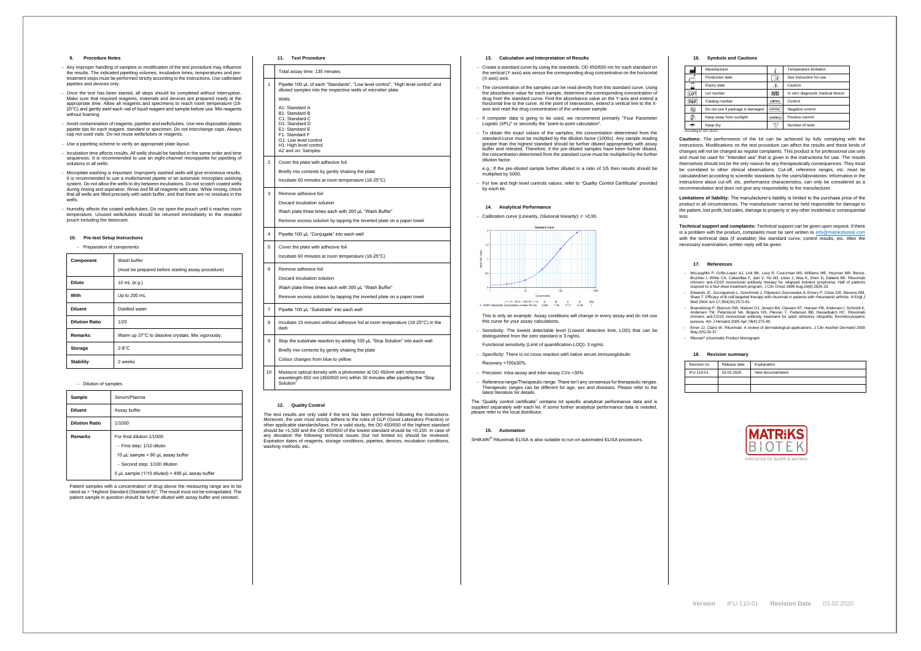## 9. Procedure Notes

- Any improper handling of samples or modification of the test procedure may influence the results. The indicated pipetting volumes, incubation times, temperatures and pre-treatment steps must be performed strictly according to the instructions. Use calibrated pipettes and devices only.
- Once the test has been started, all steps should be completed without interruption. Make sure that required reagents, materials and devices are prepared ready at the appropriate time. Allow all reagents and specimens to reach room temperature (18-25°C) and gently swirl each vial of liquid reagent and sample before use. Mix reagents without foaming.
- Avoid contamination of reagents, pipettes and wells/tubes. Use new disposable plastic pipette tips for each reagent, standard or specimen. Do not interchange caps. Always cap not used vials. Do not reuse wells/tubes or reagents.
- Use a pipetting scheme to verify an appropriate plate layout.
- Incubation time affects results. All wells should be handled in the same order and time sequences. It is recommended to use an eight-channel micropipette for pipetting of solutions in all wells.
- Microplate washing is important. Improperly washed wells will give erroneous results. It is recommended to use a multichannel pipette or an automatic microplate washing system. Do not allow the wells to dry between incubations. Do not scratch coated wells during rinsing and aspiration. Rinse and fill all reagents with care. While rinsing, check that all wells are filled precisely with wash buffer, and that there are no residues in the wells.
- Humidity affects the coated wells/tubes. Do not open the pouch until it reaches room temperature. Unused wells/tubes should be returned immediately to the resealed pouch including the desiccant.

## 10. Pre-test Setup Instructions

- Preparation of components

| Component | Wash buffer<br>(must be prepared before starting assay procedure) |
|---|---|
| Dilute | 10 mL (e.g.) |
| With | Up to 200 mL |
| Diluent | Distilled water |
| Dilution Ratio | 1/20 |
| Remarks | Warm up 37°C to dissolve crystals. Mix vigorously. |
| Storage | 2-8°C |
| Stability | 2 weeks |

- Dilution of samples

| Sample | Serum/Plasma |
|---|---|
| Diluent | Assay buffer |
| Dilution Ratio | 1/1000 |
| Remarks | For final dilution 1/1000:<br>– First step: 1/10 dilutio<br>10 µL sample + 90 µL assay buffer<br>– Second step: 1/100 dilution<br>5 µL sample (1/10 diluted) + 495 µL assay buffer |

Patient samples with a concentration of drug above the measuring range are to be rated as > "Highest Standard (Standard A)". The result must not be extrapolated. The patient sample in question should be further diluted with assay buffer and retested.

## 11. Test Procedure

| | Total assay time: 135 minutes |
|---|---|
| 1 | Pipette 100 µL of each "Standards", "Low level control", "High level control" and diluted samples into the respective wells of microtiter plate<br>Wells<br>A1: Standard A<br>B1: Standard B<br>C1: Standard C<br>D1: Standard D<br>E1: Standard E<br>F1: Standard F<br>G1: Low level control<br>H1: High level control<br>A2 and on: Samples |
| 2 | Cover the plate with adhesive foil<br>Briefly mix contents by gently shaking the plate<br>Incubate 60 minutes at room temperature (18-25°C) |
| 3 | Remove adhesive foil<br>Discard incubation solution<br>Wash plate three times each with 300 µL "Wash Buffer"<br>Remove excess solution by tapping the inverted plate on a paper towel |
| 4 | Pipette 100 µL "Conjugate" into each well |
| 5 | Cover the plate with adhesive foil<br>Incubate 60 minutes at room temperature (18-25°C) |
| 6 | Remove adhesive foil<br>Discard incubation solution<br>Wash plate three times each with 300 µL "Wash Buffer"<br>Remove excess solution by tapping the inverted plate on a paper towel |
| 7 | Pipette 100 µL "Substrate" into each well |
| 8 | Incubate 15 minutes without adhesive foil at room temperature (18-25°C) in the dark |
| 9 | Stop the substrate reaction by adding 100 µL "Stop Solution" into each well<br>Briefly mix contents by gently shaking the plate<br>Colour changes from blue to yellow |
| 10 | Measure optical density with a photometer at OD 450nm with reference wavelength 650 nm (450/650 nm) within 30 minutes after pipetting the "Stop Solution" |

## 12. Quality Control

The test results are only valid if the test has been performed following the instructions. Moreover, the user must strictly adhere to the rules of GLP (Good Laboratory Practice) or other applicable standards/laws. For a valid study, the OD 450/650 of the highest standard should be >1,500 and the OD 450/650 of the lowest standard should be <0,150. In case of any deviation the following technical issues (but not limited to) should be reviewed: Expiration dates of reagents, storage conditions, pipettes, devices, incubation conditions, washing methods, etc.

## 13. Calculation and Interpretation of Results

- Create a standard curve by using the standards. OD 450/650 nm for each standard on the vertical (Y-axis) axis versus the corresponding drug concentration on the horizontal (X-axis) axis.
- The concentration of the samples can be read directly from this standard curve. Using the absorbance value for each sample, determine the corresponding concentration of drug from the standard curve. Find the absorbance value on the Y-axis and extend a horizontal line to the curve. At the point of intersection, extend a vertical line to the X-axis and read the drug concentration of the unknown sample.
- If computer data is going to be used, we recommend primarily "Four Parameter Logistic (4PL)" or secondly the "point-to-point calculation".
- To obtain the exact values of the samples, the concentration determined from the standard-curve must be multiplied by the dilution factor (1000x). Any sample reading greater than the highest standard should be further diluted appropriately with assay buffer and retested. Therefore, if the pre-diluted samples have been further diluted, the concentration determined from the standard curve must be multiplied by the further dilution factor.

e.g.; If the pre-diluted sample further diluted in a ratio of 1/5 then results should be multiplied by 5000.

- For low and high level controls values, refer to "Quality Control Certificate" provided by each kit.

## 14. Analytical Performance

- Calibration curve (Linearity, Dilutional linearity): $r^2$ >0,95

Standard Curve

Mean OD Value

Concentration

STOP! (Standards: Concentration vs Mean OD Val...

This is only an example. Assay conditions will change in every assay and do not use this curve for your assay calculations.

- Sensitivity: The lowest detectable level (Lowest detection limit, LOD) that can be distinguished from the zero standard is 3 ng/mL

Functional sensitivity (Limit of quantification-LOQ): 3 ng/mL

- Specificity: There is no cross reaction with native serum immunoglobulin

Recovery <100±30%.

- Precision: Intra-assay and inter-assay CVs <30%
- Reference range/Therapeutic range: There isn't any consensus for therapeutic ranges. Therapeutic ranges can be different for age, sex and diseases. Please refer to the latest literature for details.

The "Quality control certificate" contains lot specific analytical performance data and is supplied separately with each kit. If some further analytical performance data is needed, please refer to the local distributor.

## 15. Automation

SHIKARI® Rituximab ELISA is also suitable to run on automated ELISA processors.

## 16. Symbols and Cautions

| | | | |
|---|---|---|---|
| | Manufacturer | | Temperature limitation |
| | Production date | | See instruction for use |
| | Expiry date | | Caution |
| LOT | Lot number | IVD | In vitro diagnostic medical device |
| REF | Catalog number | CONTROL | Control |
| | Do not use if package is damaged | CONTROL - | Negative control |
| | Keep away from sunlight | CONTROL + | Positive control |
| | Keep dry | | Number of tests |

According to ISO 15223

**Cautions:** The performance of the kit can be achieved by fully complying with the instructions. Modifications on the test procedure can affect the results and these kinds of changes will not be charged as regular complaints. This product is for professional use only and must be used for "Intended use" that is given in the instructions for use. The results themselves should not be the only reason for any therapeutically consequences. They must be correlated to other clinical observations. Cut-off, reference ranges, etc. must be calculated/set according to scientific standards by the users/laboratories. Information in the instructions about cut-off, etc. performance characteristics, can only be considered as a recommendation and does not give any responsibility to the manufacturer.

**Limitations of liability:** The manufacturer's liability is limited to the purchase price of the product in all circumstances. The manufacturer cannot be held responsible for damage to the patient, lost profit, lost sales, damage to property or any other incidental or consequential loss.

**Technical support and complaints:** Technical support can be given upon request. If there is a problem with the product, complaints must be sent written to info@matriksbiotek.com with the technical data (if available) like standard curve, control results, etc. After the necessary examination, written reply will be given.

## 17. References

- McLaughlin P, Grillo-Lopez AJ, Link BK, Levy R, Czuczman MS, Williams ME, Heyman MR, Bence-Bruckler I, White CA, Cabanillas F, Jain V, Ho AD, Lister J, Wey K, Shen D, Dallaire BK. Rituximab chimeric anti-CD20 monoclonal antibody therapy for relapsed indolent lymphoma: Half of patients respond to a four-dose treatment program. J Clin Oncol 1998 Aug;16(8):2825-33.
- Edwards JC, Szczepanski L, Szechinski J, Filipowicz-Sosnowska A, Emery P, Close DR, Stevens RM, Shaw T. Efficacy of B-cell-targeted therapy with rituximab in patients with rheumatoid arthritis. N Engl J Med 2004 Jun 17;350(25):2572-81.
- Braendstrup P, Bjerrum OW, Nielsen OJ, Jensen BA, Clausen NT, Hansen PB, Andersen I, Schmidt K, Andersen TM, Peterslund NA, Birgens HS, Plesner T, Pedersen BB, Hasselbalch HC. Rituximab chimeric anti-CD20 monoclonal antibody treatment for adult refractory idiopathic thrombocytopenic purpura. Am J Hematol 2005 Apr;78(4):275-80.
- Emer JJ, Claire W. Rituximab: A review of dermatological applications. J Clin Aesthet Dermatol 2009 May;2(5):29-37.
- Rituxan® (rituximab) Product Monograph

## 18. Revision summary

| Revision no | Release date | Explanation |
|---|---|---|
| IFU-110-01 | 03.02.2020 | New documantation |
| | | |
| | | |

MATRIKS BIOTEK
innovation for health & wellness

**Version** IFU-110-01 **Revision Date** 03.02.2020